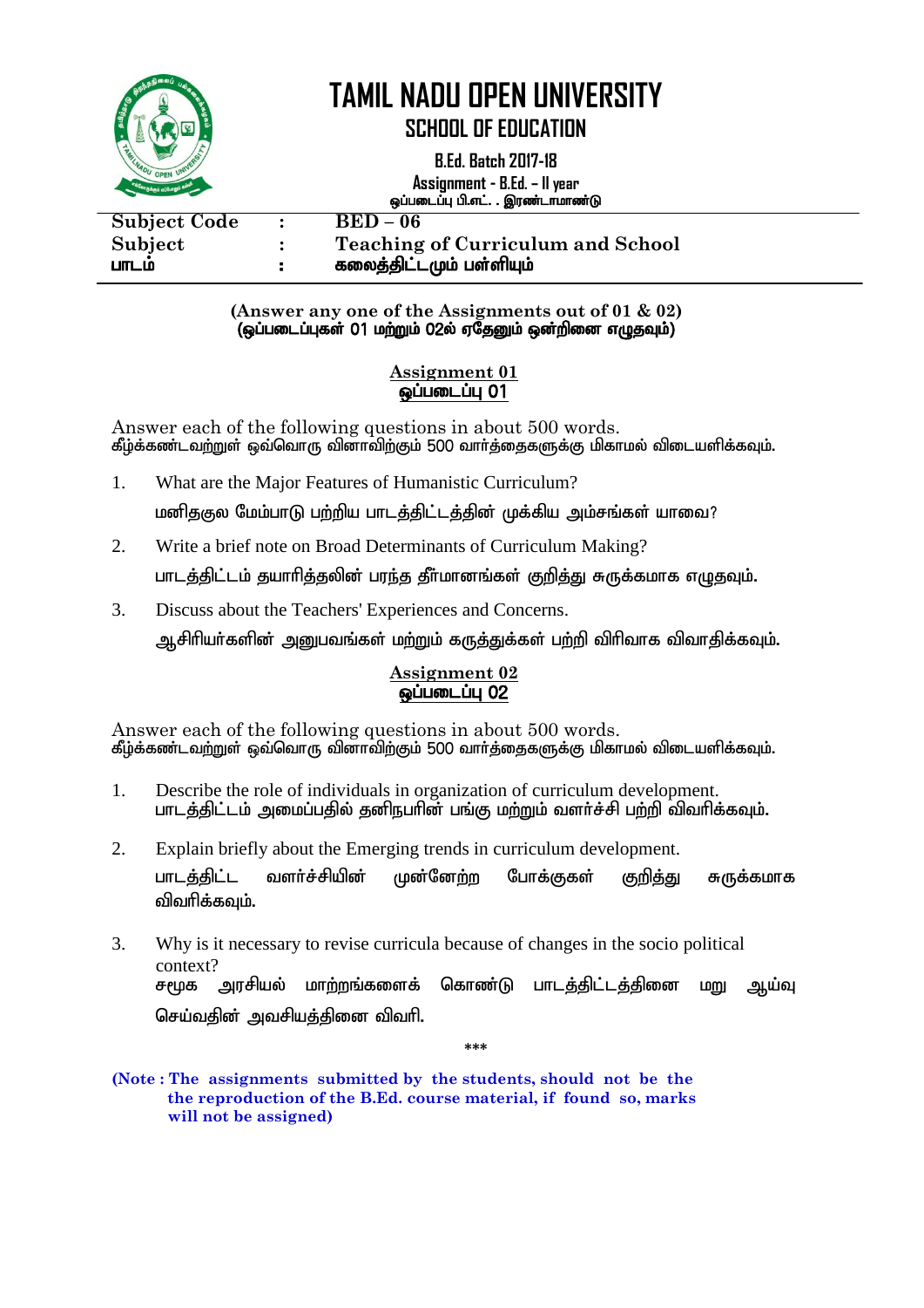# TAMIL NADU OPEN UNIVERSITY

## SCHOOL OF EDUCATION

**B.Ed. Batch 2017-18**

**Assignment - B.Ed. – II year**
ஒப்படைப்பு பி.எட். . இரண்டாமாண்டு

| | | |
|---|---|---|
| Subject Code | : | BED – 06 |
| Subject | : | Teaching of Curriculum and School |
| பாடம் | : | கலைத்திட்டமும் பள்ளியும் |

**(Answer any one of the Assignments out of 01 & 02)**
**(ஒப்படைப்புகள் 01 மற்றும் 02ல் ஏதேனும் ஒன்றினை எழுதவும்)**

### Assignment 01
### ஒப்படைப்பு 01

Answer each of the following questions in about 500 words.
கீழ்க்கண்டவற்றுள் ஒவ்வொரு வினாவிற்கும் 500 வார்த்தைகளுக்கு மிகாமல் விடையளிக்கவும்.

1. What are the Major Features of Humanistic Curriculum?
   மனிதகுல மேம்பாடு பற்றிய பாடத்திட்டத்தின் முக்கிய அம்சங்கள் யாவை?
2. Write a brief note on Broad Determinants of Curriculum Making?
   பாடத்திட்டம் தயாரித்தலின் பரந்த தீர்மானங்கள் குறித்து சுருக்கமாக எழுதவும்.
3. Discuss about the Teachers' Experiences and Concerns.
   ஆசிரியர்களின் அனுபவங்கள் மற்றும் கருத்துக்கள் பற்றி விரிவாக விவாதிக்கவும்.

### Assignment 02
### ஒப்படைப்பு 02

Answer each of the following questions in about 500 words.
கீழ்க்கண்டவற்றுள் ஒவ்வொரு வினாவிற்கும் 500 வார்த்தைகளுக்கு மிகாமல் விடையளிக்கவும்.

1. Describe the role of individuals in organization of curriculum development.
   பாடத்திட்டம் அமைப்பதில் தனிநபரின் பங்கு மற்றும் வளர்ச்சி பற்றி விவரிக்கவும்.
2. Explain briefly about the Emerging trends in curriculum development.
   பாடத்திட்ட வளர்ச்சியின் முன்னேற்ற போக்குகள் குறித்து சுருக்கமாக விவரிக்கவும்.
3. Why is it necessary to revise curricula because of changes in the socio political context?
   சமூக அரசியல் மாற்றங்களைக் கொண்டு பாடத்திட்டத்தினை மறு ஆய்வு செய்வதின் அவசியத்தினை விவரி.

***

**(Note : The assignments submitted by the students, should not be the the reproduction of the B.Ed. course material, if found so, marks will not be assigned)**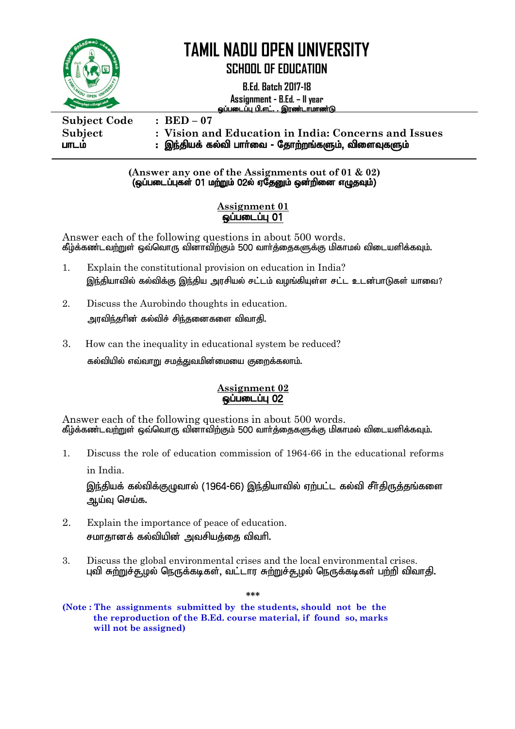# TAMIL NADU OPEN UNIVERSITY

## SCHOOL OF EDUCATION

**B.Ed. Batch 2017-18**

**Assignment - B.Ed. – II year**

**ஒப்படைப்பு பி.எட். . இரண்டாமாண்டு**

**Subject Code : BED – 07**

**Subject : Vision and Education in India: Concerns and Issues**

**பாடம் : இந்தியக் கல்வி பார்வை - தோற்றங்களும், விளைவுகளும்**

**(Answer any one of the Assignments out of 01 & 02)**
**(ஒப்படைப்புகள் 01 மற்றும் 02ல் ஏதேனும் ஒன்றினை எழுதவும்)**

### Assignment 01
### ஒப்படைப்பு 01

Answer each of the following questions in about 500 words.
கீழ்க்கண்டவற்றுள் ஒவ்வொரு வினாவிற்கும் 500 வார்த்தைகளுக்கு மிகாமல் விடையளிக்கவும்.

1. Explain the constitutional provision on education in India?
   இந்தியாவில் கல்விக்கு இந்திய அரசியல் சட்டம் வழங்கியுள்ள சட்ட உடன்பாடுகள் யாவை?

2. Discuss the Aurobindo thoughts in education.
   அரவிந்தரின் கல்விச் சிந்தனைகளை விவாதி.

3. How can the inequality in educational system be reduced?
   கல்வியில் எவ்வாறு சமத்துவமின்மையை குறைக்கலாம்.

### Assignment 02
### ஒப்படைப்பு 02

Answer each of the following questions in about 500 words.
கீழ்க்கண்டவற்றுள் ஒவ்வொரு வினாவிற்கும் 500 வார்த்தைகளுக்கு மிகாமல் விடையளிக்கவும்.

1. Discuss the role of education commission of 1964-66 in the educational reforms in India.
   இந்தியக் கல்விக்குழுவால் (1964-66) இந்தியாவில் ஏற்பட்ட கல்வி சீர்திருத்தங்களை ஆய்வு செய்க.

2. Explain the importance of peace of education.
   சமாதானக் கல்வியின் அவசியத்தை விவரி.

3. Discuss the global environmental crises and the local environmental crises.
   புவி சுற்றுச்சூழல் நெருக்கடிகள், வட்டார சுற்றுச்சூழல் நெருக்கடிகள் பற்றி விவாதி.

***

**(Note : The assignments submitted by the students, should not be the the reproduction of the B.Ed. course material, if found so, marks will not be assigned)**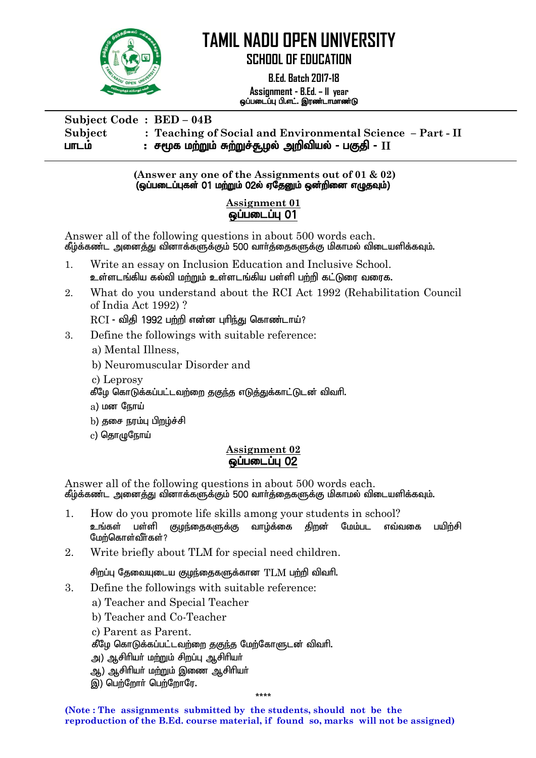# TAMIL NADU OPEN UNIVERSITY

## SCHOOL OF EDUCATION

**B.Ed. Batch 2017-18**

**Assignment - B.Ed. – II year**
**ஒப்படைப்பு பி.எட். இரண்டாமாண்டு**

---

**Subject Code : BED – 04B**
**Subject : Teaching of Social and Environmental Science – Part - II**
**பாடம் : சமூக மற்றும் சுற்றுச்சூழல் அறிவியல் - பகுதி - II**

---

**(Answer any one of the Assignments out of 01 & 02)**
**(ஒப்படைப்புகள் 01 மற்றும் 02ல் ஏதேனும் ஒன்றினை எழுதவும்)**

### Assignment 01
### ஒப்படைப்பு 01

Answer all of the following questions in about 500 words each.
கீழ்க்கண்ட அனைத்து வினாக்களுக்கும் 500 வார்த்தைகளுக்கு மிகாமல் விடையளிக்கவும்.

1. Write an essay on Inclusion Education and Inclusive School.
   உள்ளடங்கிய கல்வி மற்றும் உள்ளடங்கிய பள்ளி பற்றி கட்டுரை வரைக.
2. What do you understand about the RCI Act 1992 (Rehabilitation Council of India Act 1992) ?
   RCI - விதி 1992 பற்றி என்ன புரிந்து கொண்டாய்?
3. Define the followings with suitable reference:
   a) Mental Illness,
   b) Neuromuscular Disorder and
   c) Leprosy
   கீழே கொடுக்கப்பட்டவற்றை தகுந்த எடுத்துக்காட்டுடன் விவரி.
   a) மன நோய்
   b) தசை நரம்பு பிறழ்ச்சி
   c) தொழுநோய்

### Assignment 02
### ஒப்படைப்பு 02

Answer all of the following questions in about 500 words each.
கீழ்க்கண்ட அனைத்து வினாக்களுக்கும் 500 வார்த்தைகளுக்கு மிகாமல் விடையளிக்கவும்.

1. How do you promote life skills among your students in school?
   உங்கள் பள்ளி குழந்தைகளுக்கு வாழ்க்கை திறன் மேம்பட எவ்வகை பயிற்சி மேற்கொள்வீர்கள்?
2. Write briefly about TLM for special need children.
   சிறப்பு தேவையுடைய குழந்தைகளுக்கான TLM பற்றி விவரி.
3. Define the followings with suitable reference:
   a) Teacher and Special Teacher
   b) Teacher and Co-Teacher
   c) Parent as Parent.
   கீழே கொடுக்கப்பட்டவற்றை தகுந்த மேற்கோளுடன் விவரி.
   அ) ஆசிரியர் மற்றும் சிறப்பு ஆசிரியர்
   ஆ) ஆசிரியர் மற்றும் இணை ஆசிரியர்
   இ) பெற்றோர் பெற்றோரே.

****

**(Note : The assignments submitted by the students, should not be the reproduction of the B.Ed. course material, if found so, marks will not be assigned)**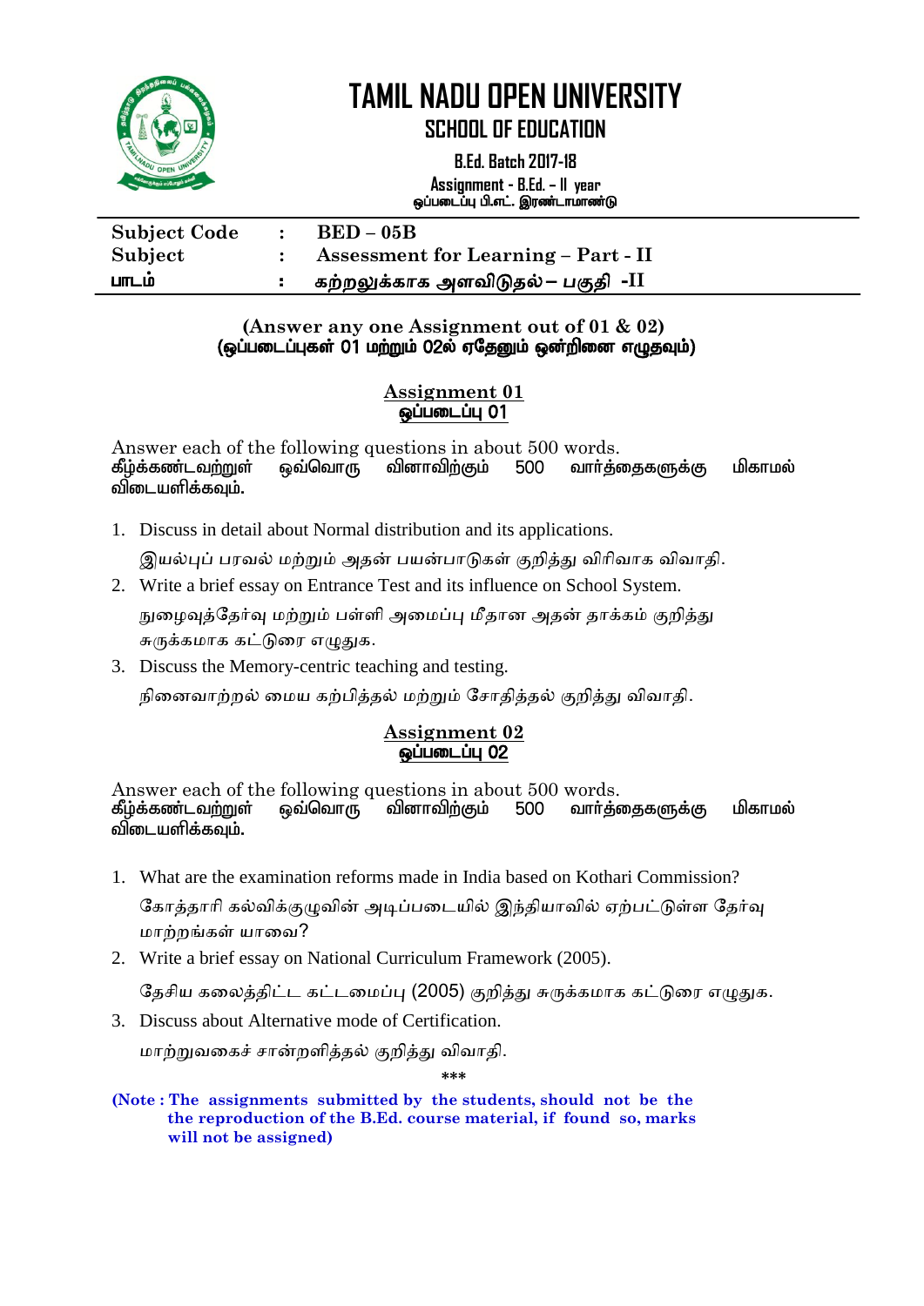# TAMIL NADU OPEN UNIVERSITY

## SCHOOL OF EDUCATION

**B.Ed. Batch 2017-18**

**Assignment - B.Ed. – II year**
**ஒப்படைப்பு பி.எட். இரண்டாமாண்டு**

| | | |
|---|---|---|
| **Subject Code** | **:** | **BED – 05B** |
| **Subject** | **:** | **Assessment for Learning – Part - II** |
| **பாடம்** | **:** | **கற்றலுக்காக அளவிடுதல் – பகுதி -II** |

**(Answer any one Assignment out of 01 & 02)**
**(ஒப்படைப்புகள் 01 மற்றும் 02ல் ஏதேனும் ஒன்றினை எழுதவும்)**

### Assignment 01
### ஒப்படைப்பு 01

Answer each of the following questions in about 500 words.
**கீழ்க்கண்டவற்றுள் ஒவ்வொரு வினாவிற்கும் 500 வார்த்தைகளுக்கு மிகாமல் விடையளிக்கவும்.**

1. Discuss in detail about Normal distribution and its applications.
   இயல்புப் பரவல் மற்றும் அதன் பயன்பாடுகள் குறித்து விரிவாக விவாதி.
2. Write a brief essay on Entrance Test and its influence on School System.
   நுழைவுத்தேர்வு மற்றும் பள்ளி அமைப்பு மீதான அதன் தாக்கம் குறித்து சுருக்கமாக கட்டுரை எழுதுக.
3. Discuss the Memory-centric teaching and testing.
   நினைவாற்றல் மைய கற்பித்தல் மற்றும் சோதித்தல் குறித்து விவாதி.

### Assignment 02
### ஒப்படைப்பு 02

Answer each of the following questions in about 500 words.
**கீழ்க்கண்டவற்றுள் ஒவ்வொரு வினாவிற்கும் 500 வார்த்தைகளுக்கு மிகாமல் விடையளிக்கவும்.**

1. What are the examination reforms made in India based on Kothari Commission?
   கோத்தாரி கல்விக்குழுவின் அடிப்படையில் இந்தியாவில் ஏற்பட்டுள்ள தேர்வு மாற்றங்கள் யாவை?
2. Write a brief essay on National Curriculum Framework (2005).
   தேசிய கலைத்திட்ட கட்டமைப்பு (2005) குறித்து சுருக்கமாக கட்டுரை எழுதுக.
3. Discuss about Alternative mode of Certification.
   மாற்றுவகைச் சான்றளித்தல் குறித்து விவாதி.

***

**(Note : The assignments submitted by the students, should not be the the reproduction of the B.Ed. course material, if found so, marks will not be assigned)**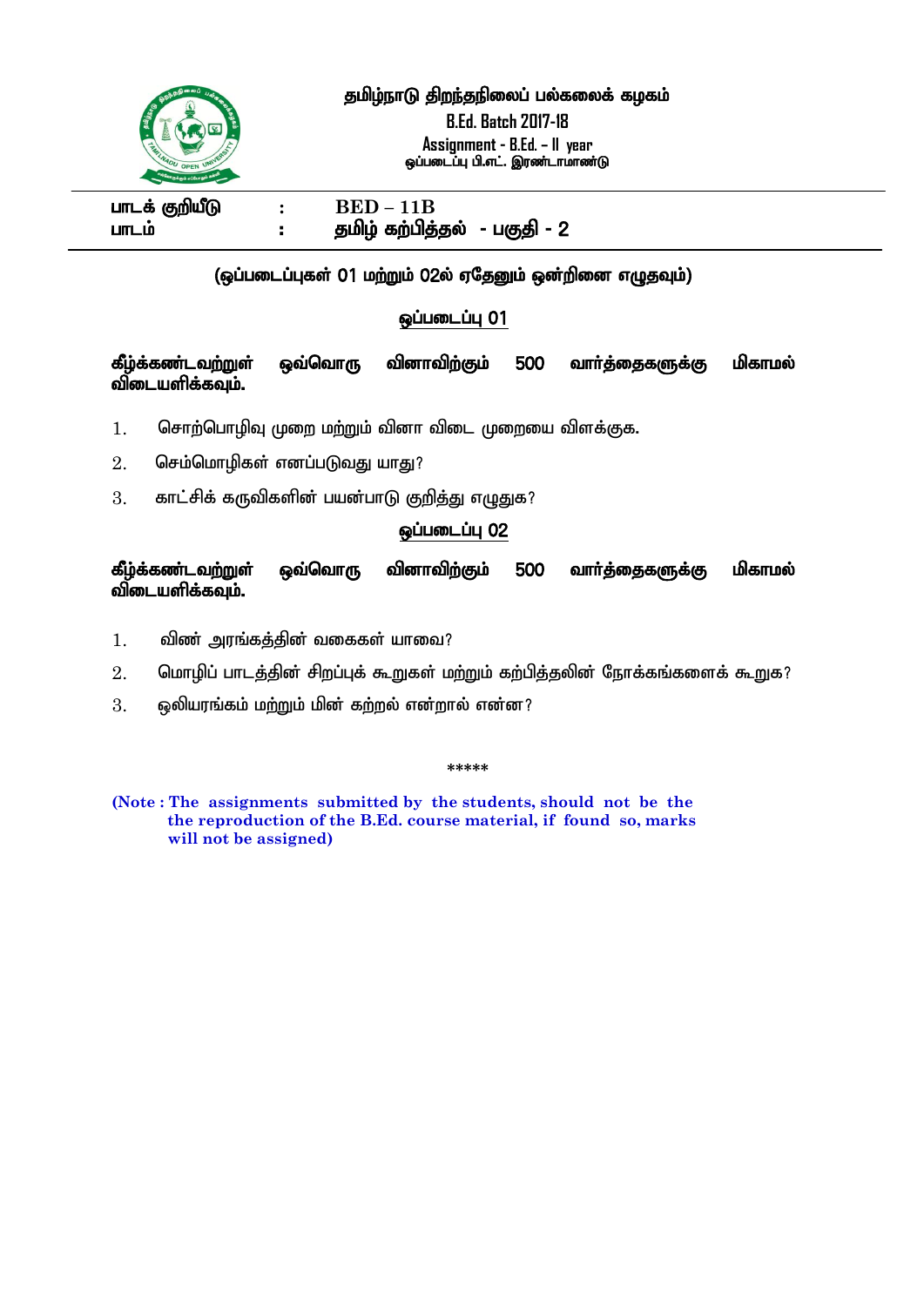# தமிழ்நாடு திறந்தநிலைப் பல்கலைக் கழகம்

**B.Ed. Batch 2017-18**

**Assignment - B.Ed. – II year**

**ஒப்படைப்பு பி.எட். இரண்டாமாண்டு**

| | | |
|---|---|---|
| **பாடக் குறியீடு** | : | **BED – 11B** |
| **பாடம்** | : | **தமிழ் கற்பித்தல் - பகுதி - 2** |

**(ஒப்படைப்புகள் 01 மற்றும் 02ல் ஏதேனும் ஒன்றினை எழுதவும்)**

## ஒப்படைப்பு 01

**கீழ்க்கண்டவற்றுள் ஒவ்வொரு வினாவிற்கும் 500 வார்த்தைகளுக்கு மிகாமல் விடையளிக்கவும்.**

1. சொற்பொழிவு முறை மற்றும் வினா விடை முறையை விளக்குக.
2. செம்மொழிகள் எனப்படுவது யாது?
3. காட்சிக் கருவிகளின் பயன்பாடு குறித்து எழுதுக?

## ஒப்படைப்பு 02

**கீழ்க்கண்டவற்றுள் ஒவ்வொரு வினாவிற்கும் 500 வார்த்தைகளுக்கு மிகாமல் விடையளிக்கவும்.**

1. விண் அரங்கத்தின் வகைகள் யாவை?
2. மொழிப் பாடத்தின் சிறப்புக் கூறுகள் மற்றும் கற்பித்தலின் நோக்கங்களைக் கூறுக?
3. ஒலியரங்கம் மற்றும் மின் கற்றல் என்றால் என்ன?

*****

**(Note : The assignments submitted by the students, should not be the the reproduction of the B.Ed. course material, if found so, marks will not be assigned)**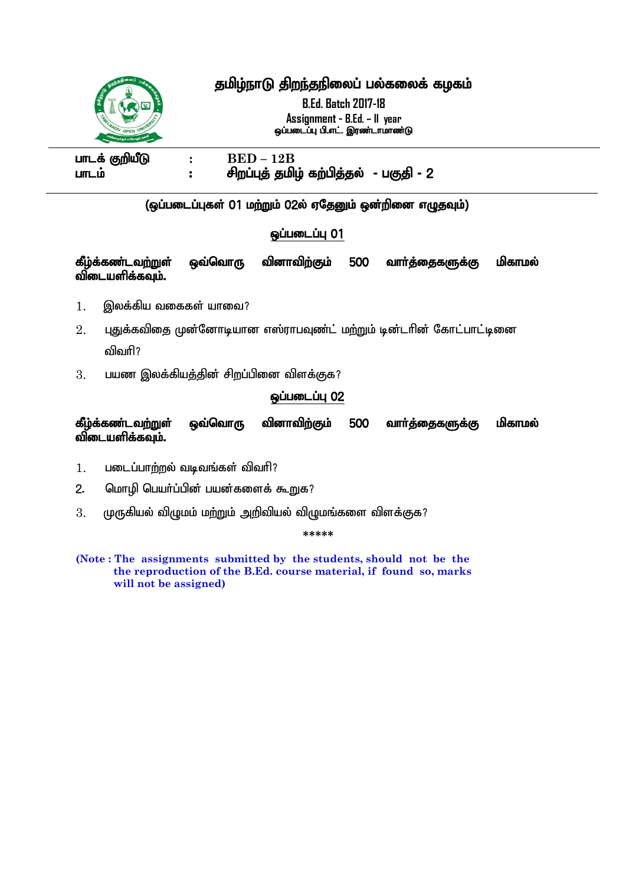# தமிழ்நாடு திறந்தநிலைப் பல்கலைக் கழகம்

**B.Ed. Batch 2017-18**

**Assignment - B.Ed. – II year**

**ஒப்படைப்பு பி.எட். இரண்டாமாண்டு**

| | | |
|---|---|---|
| **பாடக் குறியீடு** | **:** | **BED – 12B** |
| **பாடம்** | **:** | **சிறப்புத் தமிழ் கற்பித்தல் - பகுதி - 2** |

**(ஒப்படைப்புகள் 01 மற்றும் 02ல் ஏதேனும் ஒன்றினை எழுதவும்)**

## ஒப்படைப்பு 01

**கீழ்க்கண்டவற்றுள் ஒவ்வொரு வினாவிற்கும் 500 வார்த்தைகளுக்கு மிகாமல் விடையளிக்கவும்.**

1. இலக்கிய வகைகள் யாவை?
2. புதுக்கவிதை முன்னோடியான எஸ்ராபவுண்ட் மற்றும் டின்டரின் கோட்பாட்டினை விவரி?
3. பயண இலக்கியத்தின் சிறப்பினை விளக்குக?

## ஒப்படைப்பு 02

**கீழ்க்கண்டவற்றுள் ஒவ்வொரு வினாவிற்கும் 500 வார்த்தைகளுக்கு மிகாமல் விடையளிக்கவும்.**

1. படைப்பாற்றல் வடிவங்கள் விவரி?
2. மொழி பெயர்ப்பின் பயன்களைக் கூறுக?
3. முருகியல் விழுமம் மற்றும் அறிவியல் விழுமங்களை விளக்குக?

*****

**(Note : The assignments submitted by the students, should not be the the reproduction of the B.Ed. course material, if found so, marks will not be assigned)**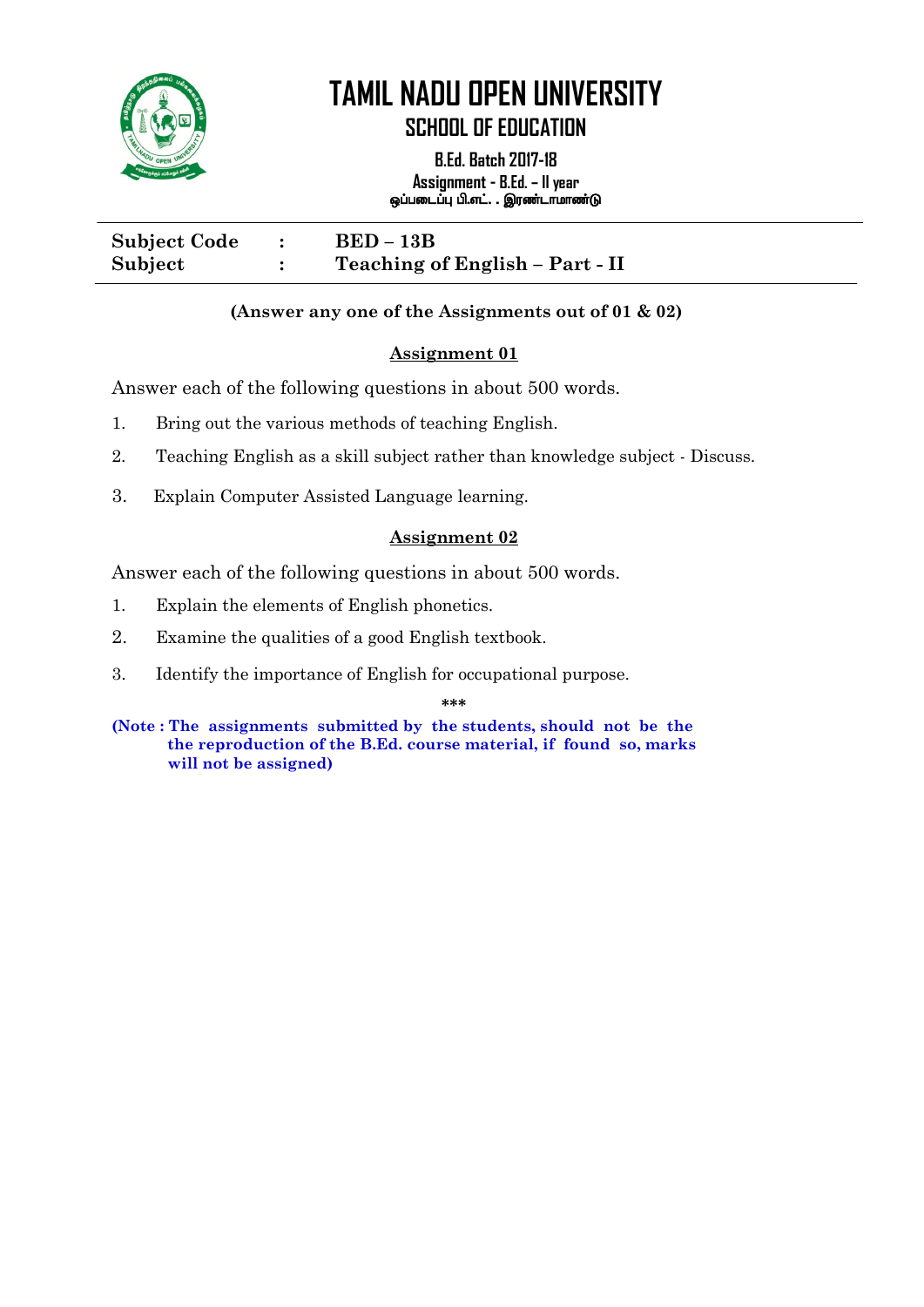# TAMIL NADU OPEN UNIVERSITY

## SCHOOL OF EDUCATION

**B.Ed. Batch 2017-18**

**Assignment - B.Ed. – II year**

**ஒப்படைப்பு பி.எட். . இரண்டாமாண்டு**

| | | |
|---|---|---|
| **Subject Code** | **:** | **BED – 13B** |
| **Subject** | **:** | **Teaching of English – Part - II** |

**(Answer any one of the Assignments out of 01 & 02)**

### Assignment 01

Answer each of the following questions in about 500 words.

1. Bring out the various methods of teaching English.
2. Teaching English as a skill subject rather than knowledge subject - Discuss.
3. Explain Computer Assisted Language learning.

### Assignment 02

Answer each of the following questions in about 500 words.

1. Explain the elements of English phonetics.
2. Examine the qualities of a good English textbook.
3. Identify the importance of English for occupational purpose.

***

**(Note : The assignments submitted by the students, should not be the the reproduction of the B.Ed. course material, if found so, marks will not be assigned)**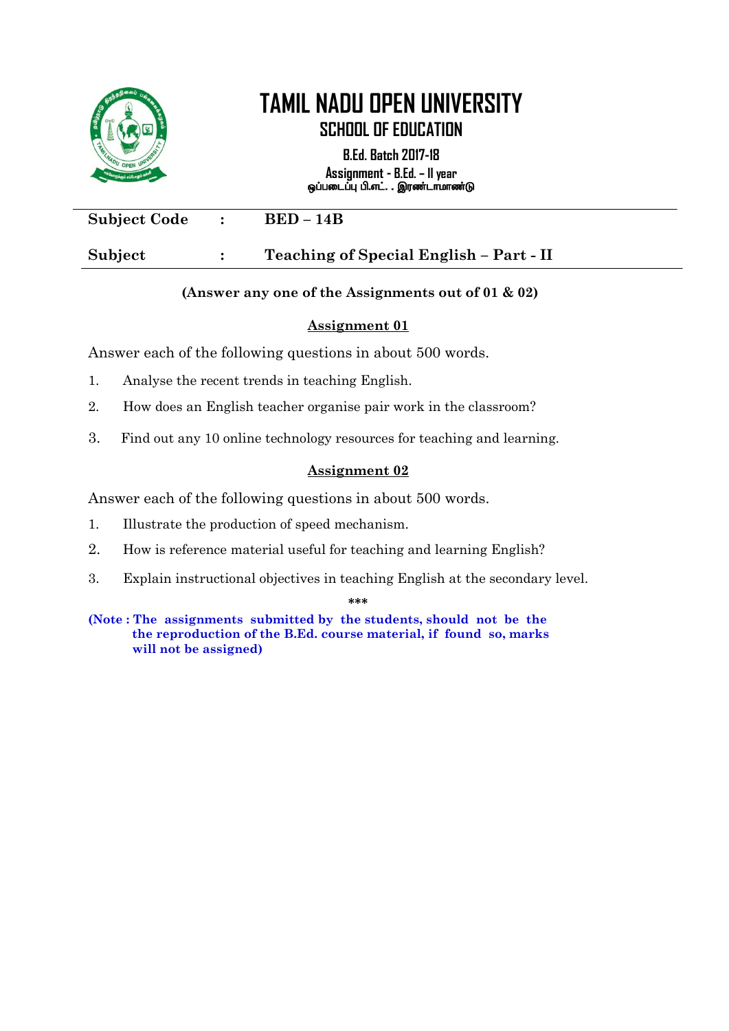# TAMIL NADU OPEN UNIVERSITY

## SCHOOL OF EDUCATION

**B.Ed. Batch 2017-18**

**Assignment - B.Ed. – II year**

**ஒப்படைப்பு பி.எட். . இரண்டாமாண்டு**

| | | |
|---|---|---|
| **Subject Code** | **:** | **BED – 14B** |
| **Subject** | **:** | **Teaching of Special English – Part - II** |

**(Answer any one of the Assignments out of 01 & 02)**

### Assignment 01

Answer each of the following questions in about 500 words.

1. Analyse the recent trends in teaching English.
2. How does an English teacher organise pair work in the classroom?
3. Find out any 10 online technology resources for teaching and learning.

### Assignment 02

Answer each of the following questions in about 500 words.

1. Illustrate the production of speech mechanism.
2. How is reference material useful for teaching and learning English?
3. Explain instructional objectives in teaching English at the secondary level.

\*\*\*

**(Note : The assignments submitted by the students, should not be the the reproduction of the B.Ed. course material, if found so, marks will not be assigned)**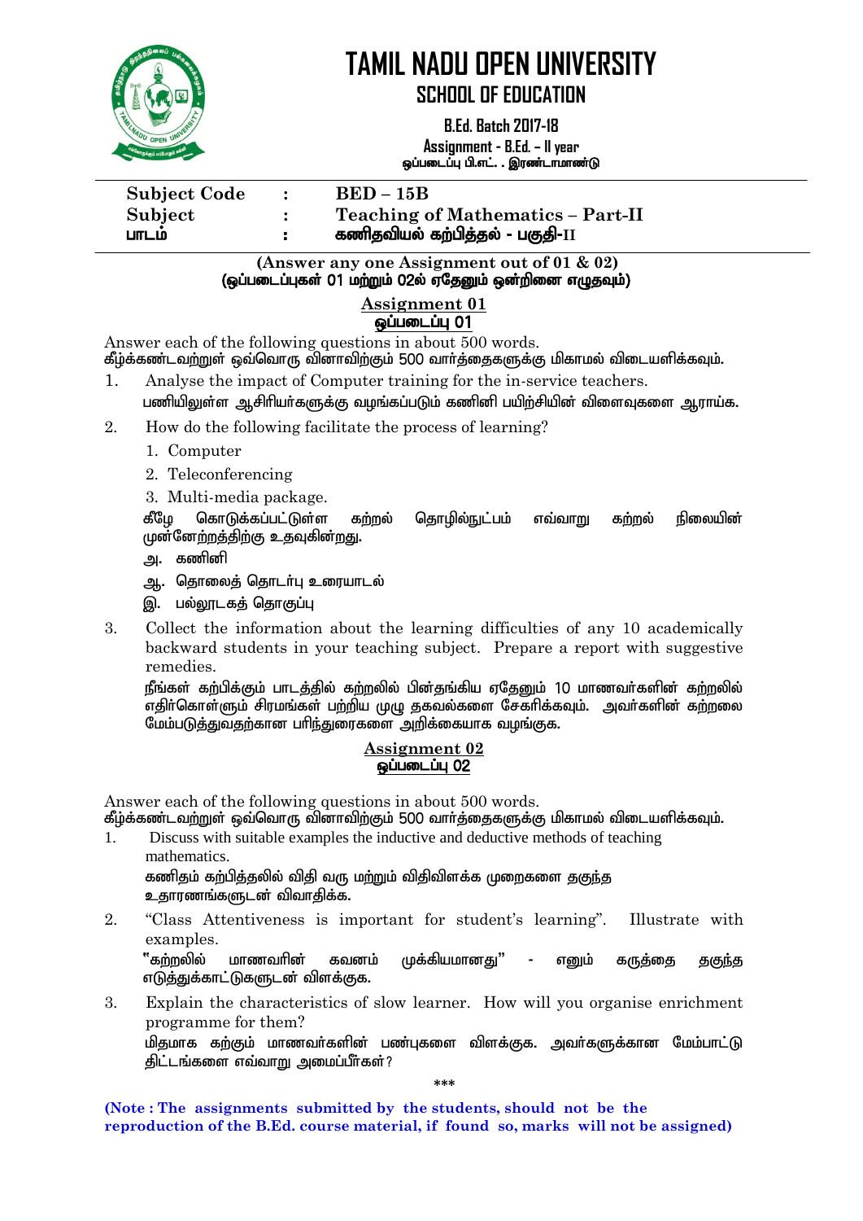# TAMIL NADU OPEN UNIVERSITY

## SCHOOL OF EDUCATION

**B.Ed. Batch 2017-18**

**Assignment - B.Ed. – II year**
**ஒப்படைப்பு பி.எட். . இரண்டாமாண்டு**

| | | |
|---|---|---|
| **Subject Code** | **:** | **BED – 15B** |
| **Subject** | **:** | **Teaching of Mathematics – Part-II** |
| **பாடம்** | **:** | **கணிதவியல் கற்பித்தல் - பகுதி-II** |

**(Answer any one Assignment out of 01 & 02)**
**(ஒப்படைப்புகள் 01 மற்றும் 02ல் ஏதேனும் ஒன்றினை எழுதவும்)**

### Assignment 01
### ஒப்படைப்பு 01

Answer each of the following questions in about 500 words.
கீழ்க்கண்டவற்றுள் ஒவ்வொரு வினாவிற்கும் 500 வார்த்தைகளுக்கு மிகாமல் விடையளிக்கவும்.

1. Analyse the impact of Computer training for the in-service teachers.
   பணியிலுள்ள ஆசிரியர்களுக்கு வழங்கப்படும் கணினி பயிற்சியின் விளைவுகளை ஆராய்க.

2. How do the following facilitate the process of learning?
   1. Computer
   2. Teleconferencing
   3. Multi-media package.

   கீழே கொடுக்கப்பட்டுள்ள கற்றல் தொழில்நுட்பம் எவ்வாறு கற்றல் நிலையின் முன்னேற்றத்திற்கு உதவுகின்றது.
   அ. கணினி
   ஆ. தொலைத் தொடர்பு உரையாடல்
   இ. பல்லூடகத் தொகுப்பு

3. Collect the information about the learning difficulties of any 10 academically backward students in your teaching subject. Prepare a report with suggestive remedies.
   நீங்கள் கற்பிக்கும் பாடத்தில் கற்றலில் பின்தங்கிய ஏதேனும் 10 மாணவர்களின் கற்றலில் எதிர்கொள்ளும் சிரமங்கள் பற்றிய முழு தகவல்களை சேகரிக்கவும். அவர்களின் கற்றலை மேம்படுத்துவதற்கான பரிந்துரைகளை அறிக்கையாக வழங்குக.

### Assignment 02
### ஒப்படைப்பு 02

Answer each of the following questions in about 500 words.
கீழ்க்கண்டவற்றுள் ஒவ்வொரு வினாவிற்கும் 500 வார்த்தைகளுக்கு மிகாமல் விடையளிக்கவும்.

1. Discuss with suitable examples the inductive and deductive methods of teaching mathematics.
   கணிதம் கற்பித்தலில் விதி வரு மற்றும் விதிவிளக்க முறைகளை தகுந்த உதாரணங்களுடன் விவாதிக்க.

2. "Class Attentiveness is important for student's learning". Illustrate with examples.
   "கற்றலில் மாணவரின் கவனம் முக்கியமானது" - எனும் கருத்தை தகுந்த எடுத்துக்காட்டுகளுடன் விளக்குக.

3. Explain the characteristics of slow learner. How will you organise enrichment programme for them?
   மிதமாக கற்கும் மாணவர்களின் பண்புகளை விளக்குக. அவர்களுக்கான மேம்பாட்டு திட்டங்களை எவ்வாறு அமைப்பீர்கள்?

***

**(Note : The assignments submitted by the students, should not be the reproduction of the B.Ed. course material, if found so, marks will not be assigned)**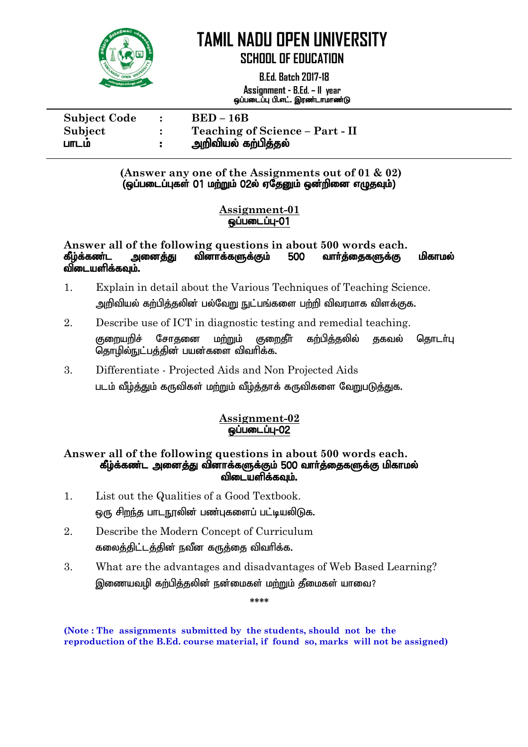# TAMIL NADU OPEN UNIVERSITY

## SCHOOL OF EDUCATION

**B.Ed. Batch 2017-18**

**Assignment - B.Ed. – II year**
**ஒப்படைப்பு பி.எட். இரண்டாமாண்டு**

| | | |
|---|---|---|
| **Subject Code** | **:** | **BED – 16B** |
| **Subject** | **:** | **Teaching of Science – Part - II** |
| **பாடம்** | **:** | **அறிவியல் கற்பித்தல்** |

**(Answer any one of the Assignments out of 01 & 02)**
**(ஒப்படைப்புகள் 01 மற்றும் 02ல் ஏதேனும் ஒன்றினை எழுதவும்)**

### Assignment-01
### ஒப்படைப்பு-01

**Answer all of the following questions in about 500 words each.**
**கீழ்க்கண்ட அனைத்து வினாக்களுக்கும் 500 வார்த்தைகளுக்கு மிகாமல் விடையளிக்கவும்.**

1. Explain in detail about the Various Techniques of Teaching Science.
   அறிவியல் கற்பித்தலின் பல்வேறு நுட்பங்களை பற்றி விவரமாக விளக்குக.
2. Describe use of ICT in diagnostic testing and remedial teaching.
   குறையறிச் சோதனை மற்றும் குறைதீர் கற்பித்தலில் தகவல் தொடர்பு தொழில்நுட்பத்தின் பயன்களை விவரிக்க.
3. Differentiate - Projected Aids and Non Projected Aids
   படம் வீழ்த்தும் கருவிகள் மற்றும் வீழ்த்தாக் கருவிகளை வேறுபடுத்துக.

### Assignment-02
### ஒப்படைப்பு-02

**Answer all of the following questions in about 500 words each.**
**கீழ்க்கண்ட அனைத்து வினாக்களுக்கும் 500 வார்த்தைகளுக்கு மிகாமல் விடையளிக்கவும்.**

1. List out the Qualities of a Good Textbook.
   ஒரு சிறந்த பாடநூலின் பண்புகளைப் பட்டியலிடுக.
2. Describe the Modern Concept of Curriculum
   கலைத்திட்டத்தின் நவீன கருத்தை விவரிக்க.
3. What are the advantages and disadvantages of Web Based Learning?
   இணையவழி கற்பித்தலின் நன்மைகள் மற்றும் தீமைகள் யாவை?

****

**(Note : The assignments submitted by the students, should not be the reproduction of the B.Ed. course material, if found so, marks will not be assigned)**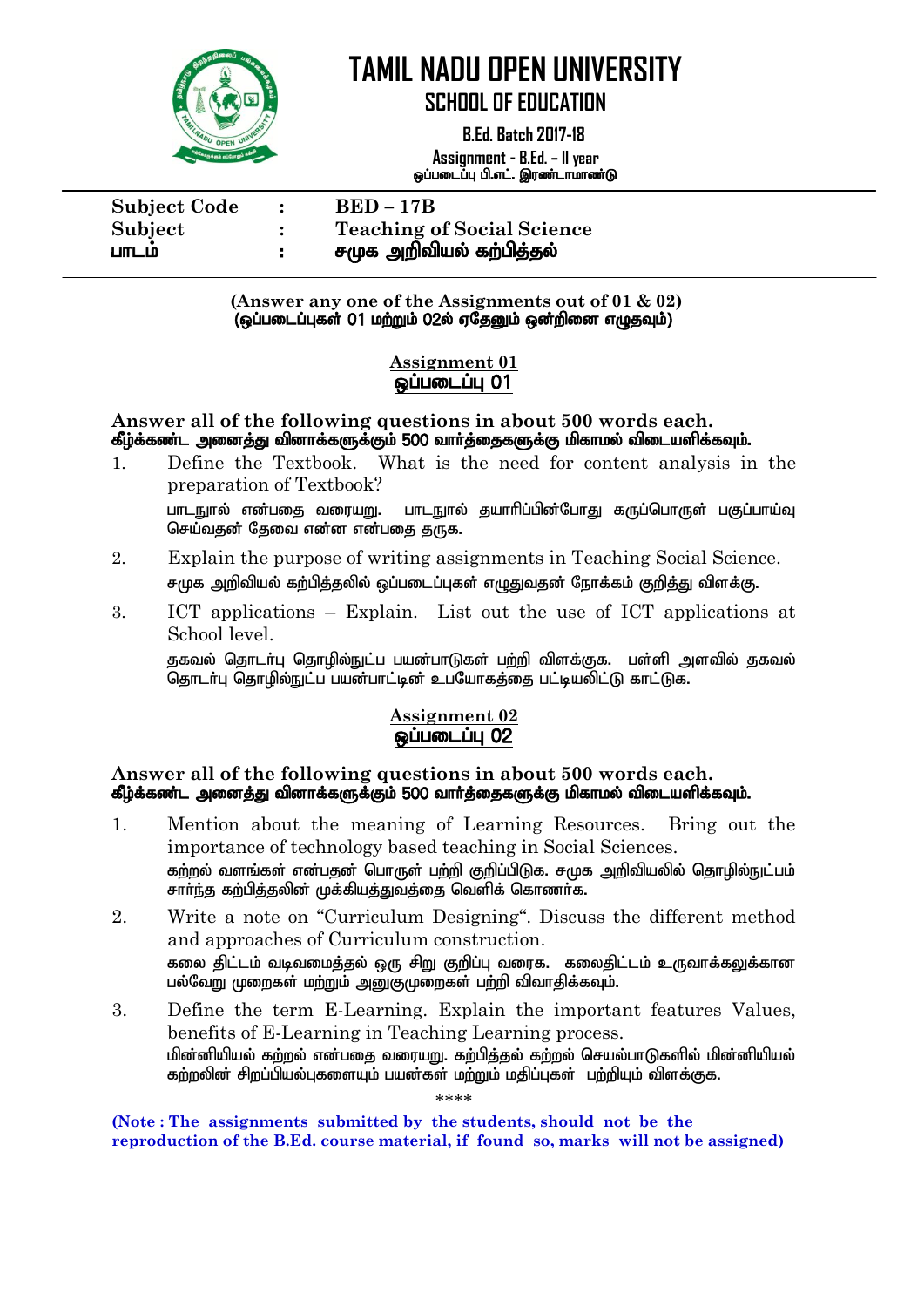# TAMIL NADU OPEN UNIVERSITY

## SCHOOL OF EDUCATION

**B.Ed. Batch 2017-18**

**Assignment - B.Ed. – II year**
**ஒப்படைப்பு பி.எட். இரண்டாமாண்டு**

| | | |
|---|---|---|
| **Subject Code** | **:** | **BED – 17B** |
| **Subject** | **:** | **Teaching of Social Science** |
| **பாடம்** | **:** | **சமூக அறிவியல் கற்பித்தல்** |

**(Answer any one of the Assignments out of 01 & 02)**
**(ஒப்படைப்புகள் 01 மற்றும் 02ல் ஏதேனும் ஒன்றினை எழுதவும்)**

### Assignment 01
### ஒப்படைப்பு 01

**Answer all of the following questions in about 500 words each.**
**கீழ்க்கண்ட அனைத்து வினாக்களுக்கும் 500 வார்த்தைகளுக்கு மிகாமல் விடையளிக்கவும்.**

1. Define the Textbook. What is the need for content analysis in the preparation of Textbook?
   பாடநூல் என்பதை வரையறு. பாடநூல் தயாரிப்பின்போது கருப்பொருள் பகுப்பாய்வு செய்வதன் தேவை என்ன என்பதை தருக.
2. Explain the purpose of writing assignments in Teaching Social Science.
   சமூக அறிவியல் கற்பித்தலில் ஒப்படைப்புகள் எழுதுவதன் நோக்கம் குறித்து விளக்கு.
3. ICT applications – Explain. List out the use of ICT applications at School level.
   தகவல் தொடர்பு தொழில்நுட்ப பயன்பாடுகள் பற்றி விளக்குக. பள்ளி அளவில் தகவல் தொடர்பு தொழில்நுட்ப பயன்பாட்டின் உபயோகத்தை பட்டியலிட்டு காட்டுக.

### Assignment 02
### ஒப்படைப்பு 02

**Answer all of the following questions in about 500 words each.**
**கீழ்க்கண்ட அனைத்து வினாக்களுக்கும் 500 வார்த்தைகளுக்கு மிகாமல் விடையளிக்கவும்.**

1. Mention about the meaning of Learning Resources. Bring out the importance of technology based teaching in Social Sciences.
   கற்றல் வளங்கள் என்பதன் பொருள் பற்றி குறிப்பிடுக. சமூக அறிவியலில் தொழில்நுட்பம் சார்ந்த கற்பித்தலின் முக்கியத்துவத்தை வெளிக் கொணர்க.
2. Write a note on "Curriculum Designing". Discuss the different method and approaches of Curriculum construction.
   கலை திட்டம் வடிவமைத்தல் ஒரு சிறு குறிப்பு வரைக. கலைதிட்டம் உருவாக்கலுக்கான பல்வேறு முறைகள் மற்றும் அனுகுமுறைகள் பற்றி விவாதிக்கவும்.
3. Define the term E-Learning. Explain the important features Values, benefits of E-Learning in Teaching Learning process.
   மின்னியியல் கற்றல் என்பதை வரையறு. கற்பித்தல் கற்றல் செயல்பாடுகளில் மின்னியியல் கற்றலின் சிறப்பியல்புகளையும் பயன்கள் மற்றும் மதிப்புகள் பற்றியும் விளக்குக.

\*\*\*\*

**(Note : The assignments submitted by the students, should not be the reproduction of the B.Ed. course material, if found so, marks will not be assigned)**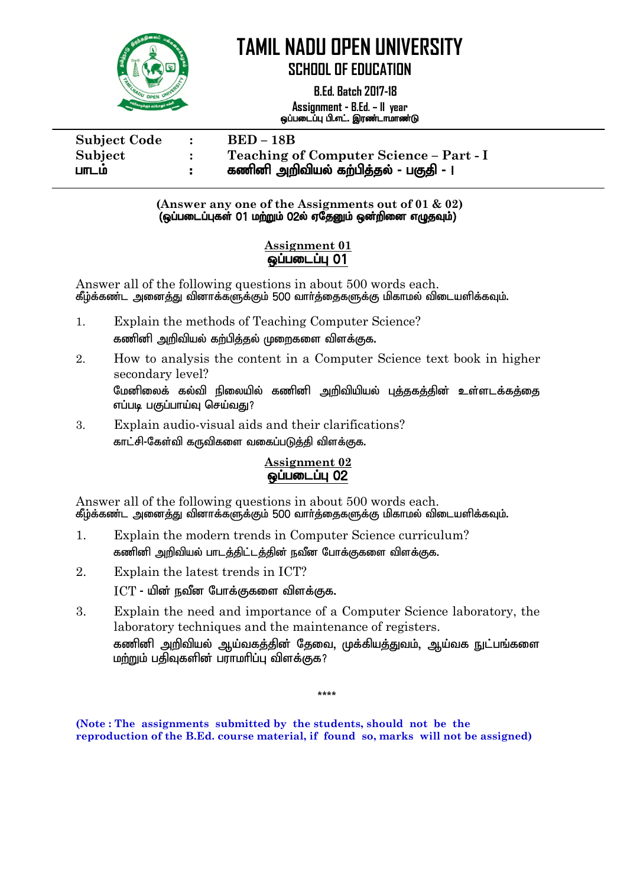# TAMIL NADU OPEN UNIVERSITY

## SCHOOL OF EDUCATION

**B.Ed. Batch 2017-18**

**Assignment - B.Ed. – II year**
ஒப்படைப்பு பி.எட். இரண்டாமாண்டு

| | | |
|---|---|---|
| **Subject Code** | **:** | **BED – 18B** |
| **Subject** | **:** | **Teaching of Computer Science – Part - I** |
| **பாடம்** | **:** | **கணினி அறிவியல் கற்பித்தல் - பகுதி - I** |

**(Answer any one of the Assignments out of 01 & 02)**
**(ஒப்படைப்புகள் 01 மற்றும் 02ல் ஏதேனும் ஒன்றினை எழுதவும்)**

### Assignment 01
### ஒப்படைப்பு 01

Answer all of the following questions in about 500 words each.
கீழ்க்கண்ட அனைத்து வினாக்களுக்கும் 500 வார்த்தைகளுக்கு மிகாமல் விடையளிக்கவும்.

1. Explain the methods of Teaching Computer Science?
   கணினி அறிவியல் கற்பித்தல் முறைகளை விளக்குக.
2. How to analysis the content in a Computer Science text book in higher secondary level?
   மேனிலைக் கல்வி நிலையில் கணினி அறிவியியல் புத்தகத்தின் உள்ளடக்கத்தை எப்படி பகுப்பாய்வு செய்வது?
3. Explain audio-visual aids and their clarifications?
   காட்சி-கேள்வி கருவிகளை வகைப்படுத்தி விளக்குக.

### Assignment 02
### ஒப்படைப்பு 02

Answer all of the following questions in about 500 words each.
கீழ்க்கண்ட அனைத்து வினாக்களுக்கும் 500 வார்த்தைகளுக்கு மிகாமல் விடையளிக்கவும்.

1. Explain the modern trends in Computer Science curriculum?
   கணினி அறிவியல் பாடத்திட்டத்தின் நவீன போக்குகளை விளக்குக.
2. Explain the latest trends in ICT?
   ICT - யின் நவீன போக்குகளை விளக்குக.
3. Explain the need and importance of a Computer Science laboratory, the laboratory techniques and the maintenance of registers.
   கணினி அறிவியல் ஆய்வகத்தின் தேவை, முக்கியத்துவம், ஆய்வக நுட்பங்களை மற்றும் பதிவுகளின் பராமரிப்பு விளக்குக?

****

**(Note : The assignments submitted by the students, should not be the reproduction of the B.Ed. course material, if found so, marks will not be assigned)**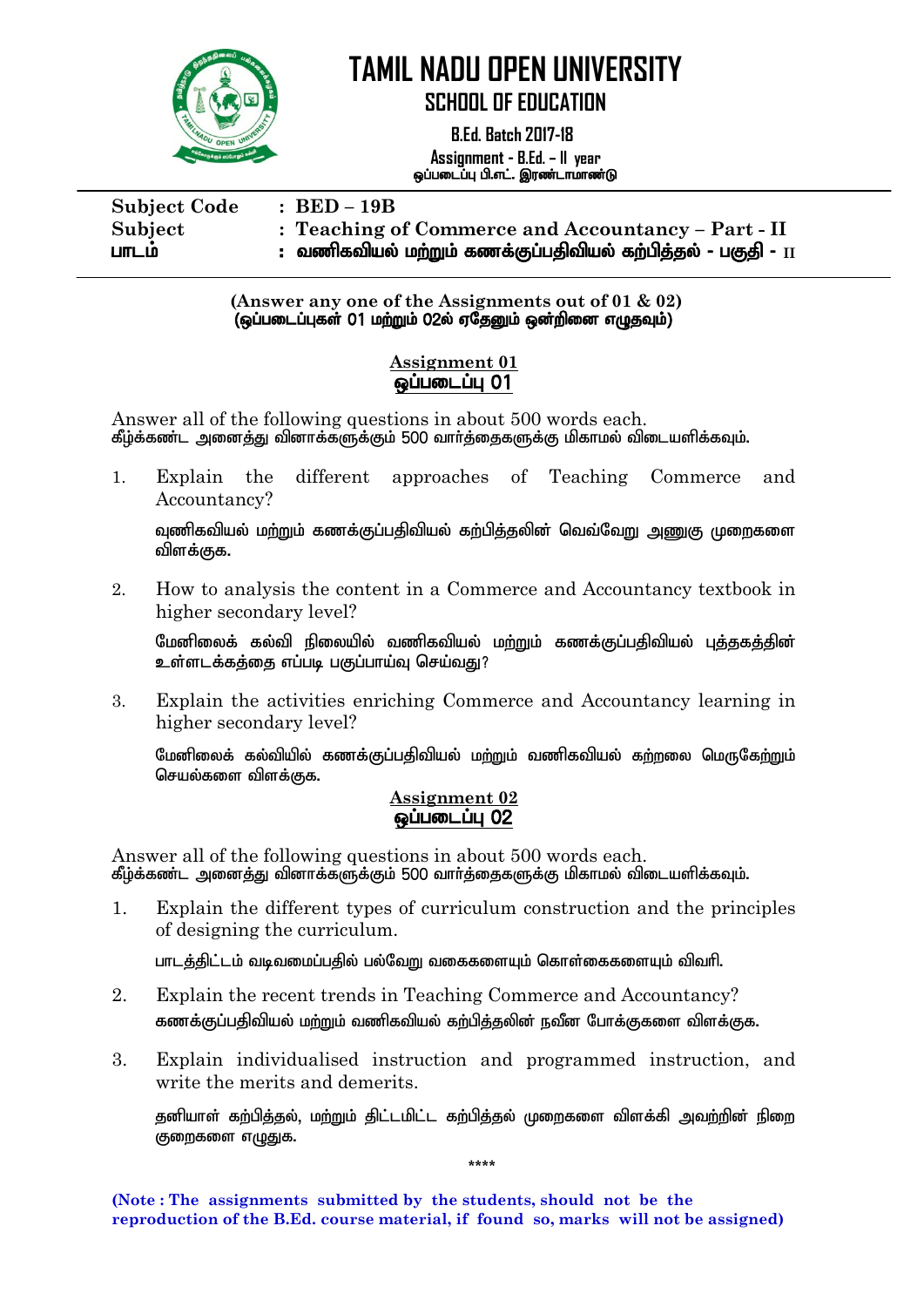# TAMIL NADU OPEN UNIVERSITY

## SCHOOL OF EDUCATION

**B.Ed. Batch 2017-18**

**Assignment - B.Ed. – II year**
**ஒப்படைப்பு பி.எட். இரண்டாமாண்டு**

| | |
|---|---|
| **Subject Code** | **: BED – 19B** |
| **Subject** | **: Teaching of Commerce and Accountancy – Part - II** |
| **பாடம்** | **: வணிகவியல் மற்றும் கணக்குப்பதிவியல் கற்பித்தல் - பகுதி - II** |

**(Answer any one of the Assignments out of 01 & 02)**
**(ஒப்படைப்புகள் 01 மற்றும் 02ல் ஏதேனும் ஒன்றினை எழுதவும்)**

### Assignment 01
### ஒப்படைப்பு 01

Answer all of the following questions in about 500 words each.
கீழ்க்கண்ட அனைத்து வினாக்களுக்கும் 500 வார்த்தைகளுக்கு மிகாமல் விடையளிக்கவும்.

1. Explain the different approaches of Teaching Commerce and Accountancy?

   வணிகவியல் மற்றும் கணக்குப்பதிவியல் கற்பித்தலின் வெவ்வேறு அணுகு முறைகளை விளக்குக.

2. How to analysis the content in a Commerce and Accountancy textbook in higher secondary level?

   மேனிலைக் கல்வி நிலையில் வணிகவியல் மற்றும் கணக்குப்பதிவியல் புத்தகத்தின் உள்ளடக்கத்தை எப்படி பகுப்பாய்வு செய்வது?

3. Explain the activities enriching Commerce and Accountancy learning in higher secondary level?

   மேனிலைக் கல்வியில் கணக்குப்பதிவியல் மற்றும் வணிகவியல் கற்றலை மெருகேற்றும் செயல்களை விளக்குக.

### Assignment 02
### ஒப்படைப்பு 02

Answer all of the following questions in about 500 words each.
கீழ்க்கண்ட அனைத்து வினாக்களுக்கும் 500 வார்த்தைகளுக்கு மிகாமல் விடையளிக்கவும்.

1. Explain the different types of curriculum construction and the principles of designing the curriculum.

   பாடத்திட்டம் வடிவமைப்பதில் பல்வேறு வகைகளையும் கொள்கைகளையும் விவரி.

2. Explain the recent trends in Teaching Commerce and Accountancy?

   கணக்குப்பதிவியல் மற்றும் வணிகவியல் கற்பித்தலின் நவீன போக்குகளை விளக்குக.

3. Explain individualised instruction and programmed instruction, and write the merits and demerits.

   தனியாள் கற்பித்தல், மற்றும் திட்டமிட்ட கற்பித்தல் முறைகளை விளக்கி அவற்றின் நிறை குறைகளை எழுதுக.

****

**(Note : The assignments submitted by the students, should not be the reproduction of the B.Ed. course material, if found so, marks will not be assigned)**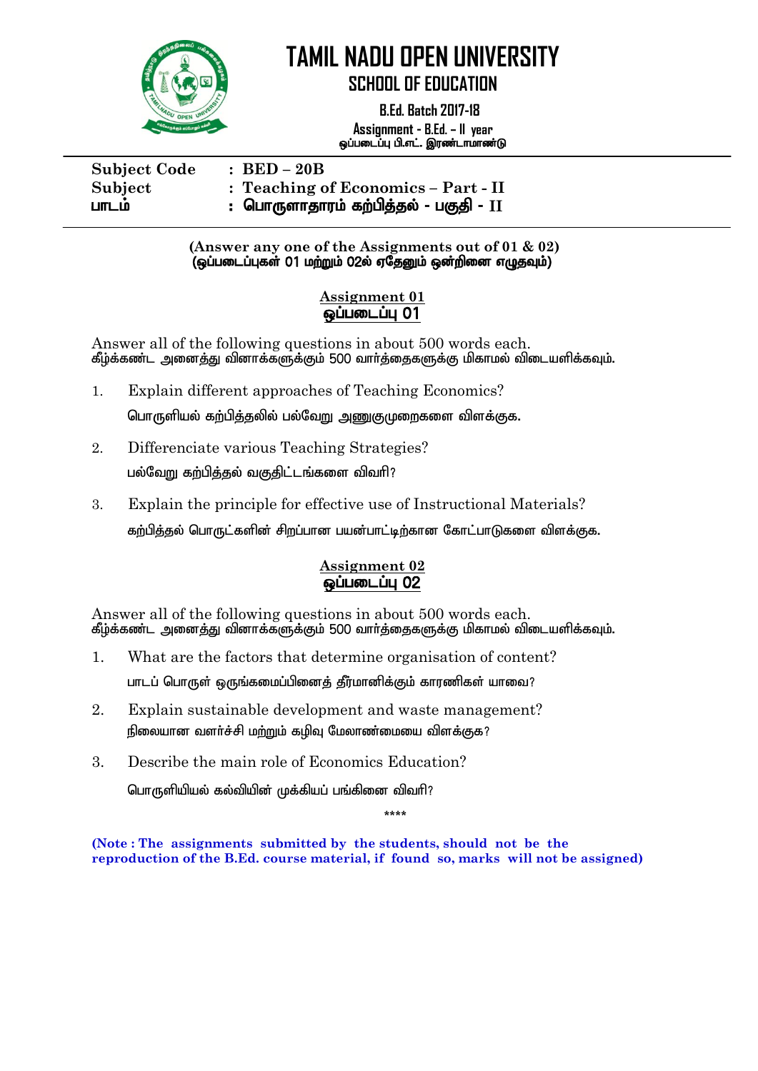# TAMIL NADU OPEN UNIVERSITY

## SCHOOL OF EDUCATION

**B.Ed. Batch 2017-18**

**Assignment - B.Ed. – II year**
**ஒப்படைப்பு பி.எட். இரண்டாமாண்டு**

---

**Subject Code** : **BED – 20B**
**Subject** : **Teaching of Economics – Part - II**
**பாடம்** : **பொருளாதாரம் கற்பித்தல் - பகுதி - II**

---

**(Answer any one of the Assignments out of 01 & 02)**
**(ஒப்படைப்புகள் 01 மற்றும் 02ல் ஏதேனும் ஒன்றினை எழுதவும்)**

### Assignment 01
### ஒப்படைப்பு 01

Answer all of the following questions in about 500 words each.
கீழ்க்கண்ட அனைத்து வினாக்களுக்கும் 500 வார்த்தைகளுக்கு மிகாமல் விடையளிக்கவும்.

1. Explain different approaches of Teaching Economics?
   பொருளியல் கற்பித்தலில் பல்வேறு அணுகுமுறைகளை விளக்குக.
2. Differenciate various Teaching Strategies?
   பல்வேறு கற்பித்தல் வகுதிட்டங்களை விவரி?
3. Explain the principle for effective use of Instructional Materials?
   கற்பித்தல் பொருட்களின் சிறப்பான பயன்பாட்டிற்கான கோட்பாடுகளை விளக்குக.

### Assignment 02
### ஒப்படைப்பு 02

Answer all of the following questions in about 500 words each.
கீழ்க்கண்ட அனைத்து வினாக்களுக்கும் 500 வார்த்தைகளுக்கு மிகாமல் விடையளிக்கவும்.

1. What are the factors that determine organisation of content?
   பாடப் பொருள் ஒருங்கமைப்பினைத் தீர்மானிக்கும் காரணிகள் யாவை?
2. Explain sustainable development and waste management?
   நிலையான வளர்ச்சி மற்றும் கழிவு மேலாண்மையை விளக்குக?
3. Describe the main role of Economics Education?
   பொருளியியல் கல்வியின் முக்கியப் பங்கினை விவரி?

****

**(Note : The assignments submitted by the students, should not be the reproduction of the B.Ed. course material, if found so, marks will not be assigned)**